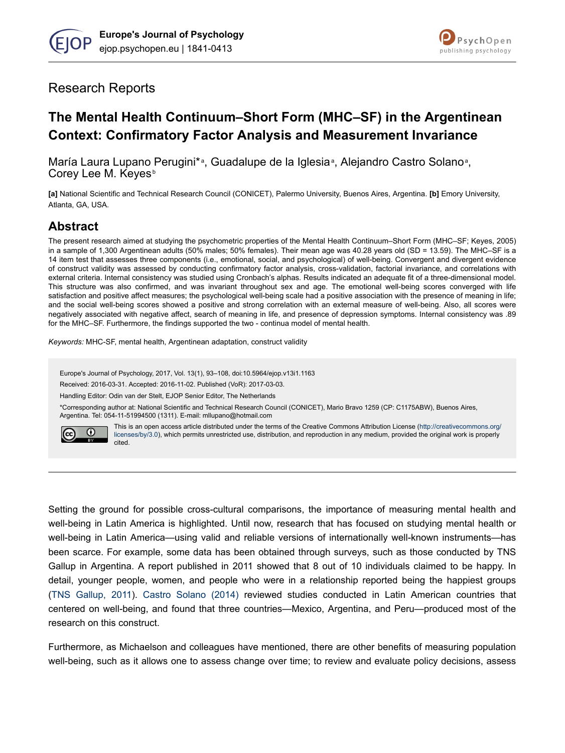Research Reports

# The Mental Health Continuum–Short Form (MHC–SF) in the Argentinean Context: Confirmatory Factor Analysis and Measurement Invariance

María Laura Lupano Perugini*[a], Guadalupe de la Iglesia[a], Alejandro Castro Solano[a], Corey Lee M. Keyes[b]

**[a]** National Scientific and Technical Research Council (CONICET), Palermo University, Buenos Aires, Argentina. **[b]** Emory University, Atlanta, GA, USA.

## Abstract

The present research aimed at studying the psychometric properties of the Mental Health Continuum–Short Form (MHC–SF; Keyes, 2005) in a sample of 1,300 Argentinean adults (50% males; 50% females). Their mean age was 40.28 years old (SD = 13.59). The MHC–SF is a 14 item test that assesses three components (i.e., emotional, social, and psychological) of well-being. Convergent and divergent evidence of construct validity was assessed by conducting confirmatory factor analysis, cross-validation, factorial invariance, and correlations with external criteria. Internal consistency was studied using Cronbach's alphas. Results indicated an adequate fit of a three-dimensional model. This structure was also confirmed, and was invariant throughout sex and age. The emotional well-being scores converged with life satisfaction and positive affect measures; the psychological well-being scale had a positive association with the presence of meaning in life; and the social well-being scores showed a positive and strong correlation with an external measure of well-being. Also, all scores were negatively associated with negative affect, search of meaning in life, and presence of depression symptoms. Internal consistency was .89 for the MHC–SF. Furthermore, the findings supported the two - continua model of mental health.

*Keywords:* MHC-SF, mental health, Argentinean adaptation, construct validity

Europe's Journal of Psychology, 2017, Vol. 13(1), 93–108, doi:10.5964/ejop.v13i1.1163

Received: 2016-03-31. Accepted: 2016-11-02. Published (VoR): 2017-03-03.

Handling Editor: Odin van der Stelt, EJOP Senior Editor, The Netherlands

*Corresponding author at: National Scientific and Technical Research Council (CONICET), Mario Bravo 1259 (CP: C1175ABW), Buenos Aires, Argentina. Tel: 054-11-51994500 (1311). E-mail: mllupano@hotmail.com

This is an open access article distributed under the terms of the Creative Commons Attribution License (http://creativecommons.org/licenses/by/3.0), which permits unrestricted use, distribution, and reproduction in any medium, provided the original work is properly cited.

---

Setting the ground for possible cross-cultural comparisons, the importance of measuring mental health and well-being in Latin America is highlighted. Until now, research that has focused on studying mental health or well-being in Latin America—using valid and reliable versions of internationally well-known instruments—has been scarce. For example, some data has been obtained through surveys, such as those conducted by TNS Gallup in Argentina. A report published in 2011 showed that 8 out of 10 individuals claimed to be happy. In detail, younger people, women, and people who were in a relationship reported being the happiest groups (TNS Gallup, 2011). Castro Solano (2014) reviewed studies conducted in Latin American countries that centered on well-being, and found that three countries—Mexico, Argentina, and Peru—produced most of the research on this construct.

Furthermore, as Michaelson and colleagues have mentioned, there are other benefits of measuring population well-being, such as it allows one to assess change over time; to review and evaluate policy decisions, assess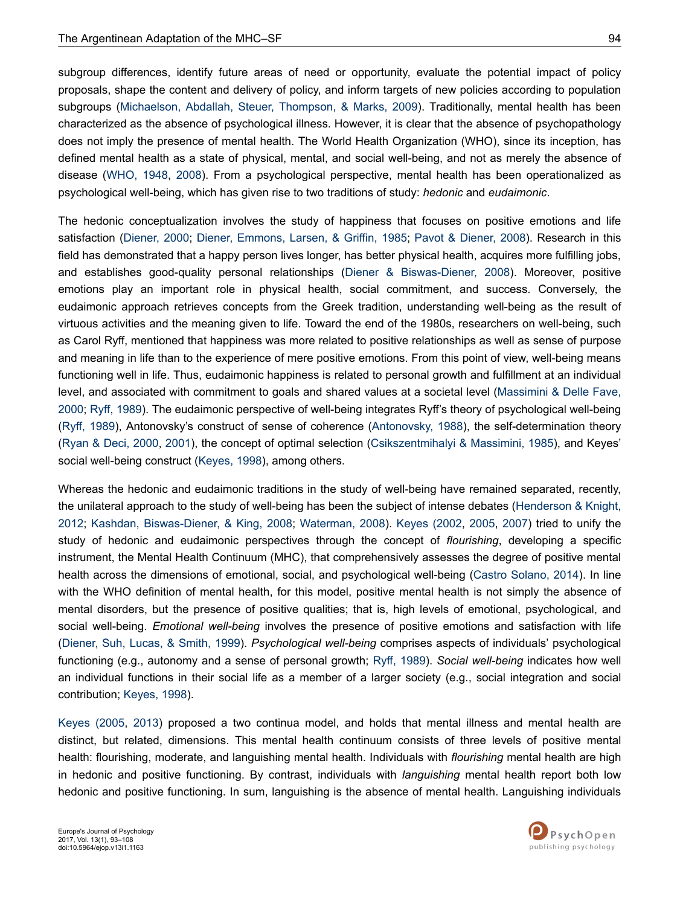subgroup differences, identify future areas of need or opportunity, evaluate the potential impact of policy proposals, shape the content and delivery of policy, and inform targets of new policies according to population subgroups (Michaelson, Abdallah, Steuer, Thompson, & Marks, 2009). Traditionally, mental health has been characterized as the absence of psychological illness. However, it is clear that the absence of psychopathology does not imply the presence of mental health. The World Health Organization (WHO), since its inception, has defined mental health as a state of physical, mental, and social well-being, and not as merely the absence of disease (WHO, 1948, 2008). From a psychological perspective, mental health has been operationalized as psychological well-being, which has given rise to two traditions of study: *hedonic* and *eudaimonic*.

The hedonic conceptualization involves the study of happiness that focuses on positive emotions and life satisfaction (Diener, 2000; Diener, Emmons, Larsen, & Griffin, 1985; Pavot & Diener, 2008). Research in this field has demonstrated that a happy person lives longer, has better physical health, acquires more fulfilling jobs, and establishes good-quality personal relationships (Diener & Biswas-Diener, 2008). Moreover, positive emotions play an important role in physical health, social commitment, and success. Conversely, the eudaimonic approach retrieves concepts from the Greek tradition, understanding well-being as the result of virtuous activities and the meaning given to life. Toward the end of the 1980s, researchers on well-being, such as Carol Ryff, mentioned that happiness was more related to positive relationships as well as sense of purpose and meaning in life than to the experience of mere positive emotions. From this point of view, well-being means functioning well in life. Thus, eudaimonic happiness is related to personal growth and fulfillment at an individual level, and associated with commitment to goals and shared values at a societal level (Massimini & Delle Fave, 2000; Ryff, 1989). The eudaimonic perspective of well-being integrates Ryff's theory of psychological well-being (Ryff, 1989), Antonovsky's construct of sense of coherence (Antonovsky, 1988), the self-determination theory (Ryan & Deci, 2000, 2001), the concept of optimal selection (Csikszentmihalyi & Massimini, 1985), and Keyes' social well-being construct (Keyes, 1998), among others.

Whereas the hedonic and eudaimonic traditions in the study of well-being have remained separated, recently, the unilateral approach to the study of well-being has been the subject of intense debates (Henderson & Knight, 2012; Kashdan, Biswas-Diener, & King, 2008; Waterman, 2008). Keyes (2002, 2005, 2007) tried to unify the study of hedonic and eudaimonic perspectives through the concept of *flourishing*, developing a specific instrument, the Mental Health Continuum (MHC), that comprehensively assesses the degree of positive mental health across the dimensions of emotional, social, and psychological well-being (Castro Solano, 2014). In line with the WHO definition of mental health, for this model, positive mental health is not simply the absence of mental disorders, but the presence of positive qualities; that is, high levels of emotional, psychological, and social well-being. *Emotional well-being* involves the presence of positive emotions and satisfaction with life (Diener, Suh, Lucas, & Smith, 1999). *Psychological well-being* comprises aspects of individuals' psychological functioning (e.g., autonomy and a sense of personal growth; Ryff, 1989). *Social well-being* indicates how well an individual functions in their social life as a member of a larger society (e.g., social integration and social contribution; Keyes, 1998).

Keyes (2005, 2013) proposed a two continua model, and holds that mental illness and mental health are distinct, but related, dimensions. This mental health continuum consists of three levels of positive mental health: flourishing, moderate, and languishing mental health. Individuals with *flourishing* mental health are high in hedonic and positive functioning. By contrast, individuals with *languishing* mental health report both low hedonic and positive functioning. In sum, languishing is the absence of mental health. Languishing individuals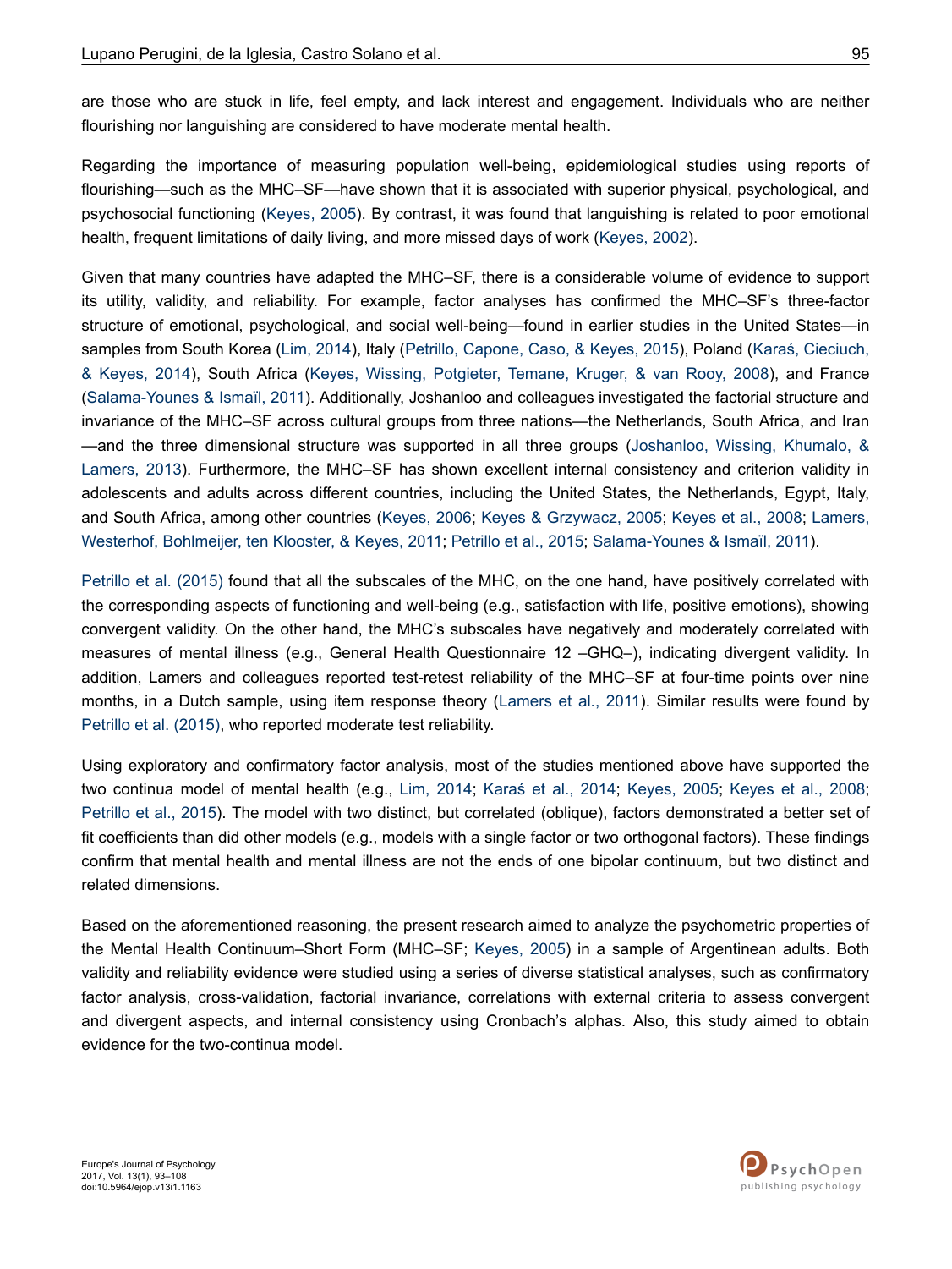are those who are stuck in life, feel empty, and lack interest and engagement. Individuals who are neither flourishing nor languishing are considered to have moderate mental health.

Regarding the importance of measuring population well-being, epidemiological studies using reports of flourishing—such as the MHC–SF—have shown that it is associated with superior physical, psychological, and psychosocial functioning (Keyes, 2005). By contrast, it was found that languishing is related to poor emotional health, frequent limitations of daily living, and more missed days of work (Keyes, 2002).

Given that many countries have adapted the MHC–SF, there is a considerable volume of evidence to support its utility, validity, and reliability. For example, factor analyses has confirmed the MHC–SF's three-factor structure of emotional, psychological, and social well-being—found in earlier studies in the United States—in samples from South Korea (Lim, 2014), Italy (Petrillo, Capone, Caso, & Keyes, 2015), Poland (Karaś, Cieciuch, & Keyes, 2014), South Africa (Keyes, Wissing, Potgieter, Temane, Kruger, & van Rooy, 2008), and France (Salama-Younes & Ismaïl, 2011). Additionally, Joshanloo and colleagues investigated the factorial structure and invariance of the MHC–SF across cultural groups from three nations—the Netherlands, South Africa, and Iran —and the three dimensional structure was supported in all three groups (Joshanloo, Wissing, Khumalo, & Lamers, 2013). Furthermore, the MHC–SF has shown excellent internal consistency and criterion validity in adolescents and adults across different countries, including the United States, the Netherlands, Egypt, Italy, and South Africa, among other countries (Keyes, 2006; Keyes & Grzywacz, 2005; Keyes et al., 2008; Lamers, Westerhof, Bohlmeijer, ten Klooster, & Keyes, 2011; Petrillo et al., 2015; Salama-Younes & Ismaïl, 2011).

Petrillo et al. (2015) found that all the subscales of the MHC, on the one hand, have positively correlated with the corresponding aspects of functioning and well-being (e.g., satisfaction with life, positive emotions), showing convergent validity. On the other hand, the MHC's subscales have negatively and moderately correlated with measures of mental illness (e.g., General Health Questionnaire 12 –GHQ–), indicating divergent validity. In addition, Lamers and colleagues reported test-retest reliability of the MHC–SF at four-time points over nine months, in a Dutch sample, using item response theory (Lamers et al., 2011). Similar results were found by Petrillo et al. (2015), who reported moderate test reliability.

Using exploratory and confirmatory factor analysis, most of the studies mentioned above have supported the two continua model of mental health (e.g., Lim, 2014; Karaś et al., 2014; Keyes, 2005; Keyes et al., 2008; Petrillo et al., 2015). The model with two distinct, but correlated (oblique), factors demonstrated a better set of fit coefficients than did other models (e.g., models with a single factor or two orthogonal factors). These findings confirm that mental health and mental illness are not the ends of one bipolar continuum, but two distinct and related dimensions.

Based on the aforementioned reasoning, the present research aimed to analyze the psychometric properties of the Mental Health Continuum–Short Form (MHC–SF; Keyes, 2005) in a sample of Argentinean adults. Both validity and reliability evidence were studied using a series of diverse statistical analyses, such as confirmatory factor analysis, cross-validation, factorial invariance, correlations with external criteria to assess convergent and divergent aspects, and internal consistency using Cronbach's alphas. Also, this study aimed to obtain evidence for the two-continua model.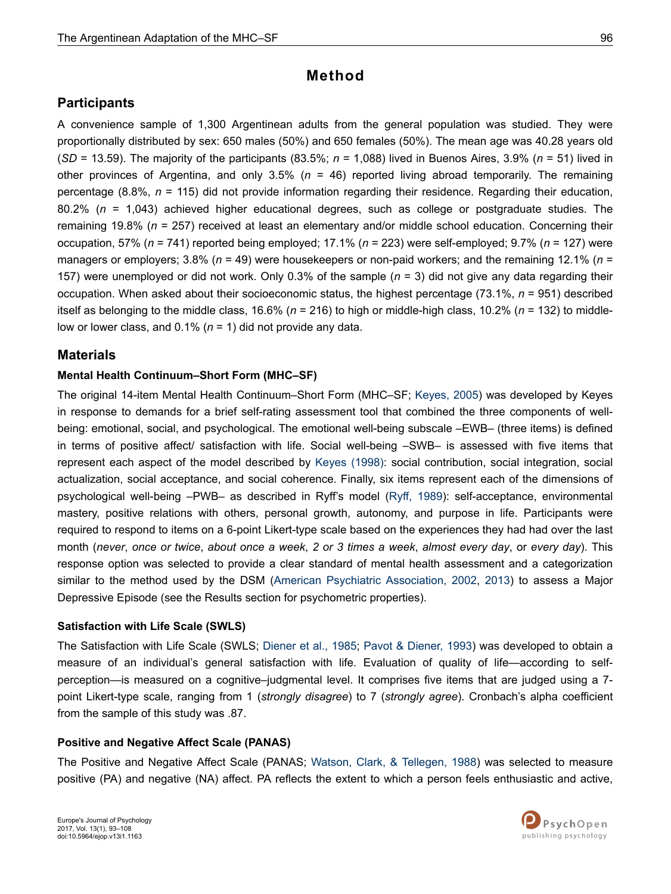# Method

## Participants

A convenience sample of 1,300 Argentinean adults from the general population was studied. They were proportionally distributed by sex: 650 males (50%) and 650 females (50%). The mean age was 40.28 years old (*SD* = 13.59). The majority of the participants (83.5%; *n* = 1,088) lived in Buenos Aires, 3.9% (*n* = 51) lived in other provinces of Argentina, and only 3.5% (*n* = 46) reported living abroad temporarily. The remaining percentage (8.8%, *n* = 115) did not provide information regarding their residence. Regarding their education, 80.2% (*n* = 1,043) achieved higher educational degrees, such as college or postgraduate studies. The remaining 19.8% (*n* = 257) received at least an elementary and/or middle school education. Concerning their occupation, 57% (*n* = 741) reported being employed; 17.1% (*n* = 223) were self-employed; 9.7% (*n* = 127) were managers or employers; 3.8% (*n* = 49) were housekeepers or non-paid workers; and the remaining 12.1% (*n* = 157) were unemployed or did not work. Only 0.3% of the sample (*n* = 3) did not give any data regarding their occupation. When asked about their socioeconomic status, the highest percentage (73.1%, *n* = 951) described itself as belonging to the middle class, 16.6% (*n* = 216) to high or middle-high class, 10.2% (*n* = 132) to middle-low or lower class, and 0.1% (*n* = 1) did not provide any data.

## Materials

### Mental Health Continuum–Short Form (MHC–SF)

The original 14-item Mental Health Continuum–Short Form (MHC–SF; Keyes, 2005) was developed by Keyes in response to demands for a brief self-rating assessment tool that combined the three components of well-being: emotional, social, and psychological. The emotional well-being subscale –EWB– (three items) is defined in terms of positive affect/ satisfaction with life. Social well-being –SWB– is assessed with five items that represent each aspect of the model described by Keyes (1998): social contribution, social integration, social actualization, social acceptance, and social coherence. Finally, six items represent each of the dimensions of psychological well-being –PWB– as described in Ryff's model (Ryff, 1989): self-acceptance, environmental mastery, positive relations with others, personal growth, autonomy, and purpose in life. Participants were required to respond to items on a 6-point Likert-type scale based on the experiences they had had over the last month (*never*, *once or twice*, *about once a week*, *2 or 3 times a week*, *almost every day*, or *every day*). This response option was selected to provide a clear standard of mental health assessment and a categorization similar to the method used by the DSM (American Psychiatric Association, 2002, 2013) to assess a Major Depressive Episode (see the Results section for psychometric properties).

### Satisfaction with Life Scale (SWLS)

The Satisfaction with Life Scale (SWLS; Diener et al., 1985; Pavot & Diener, 1993) was developed to obtain a measure of an individual's general satisfaction with life. Evaluation of quality of life—according to self-perception—is measured on a cognitive–judgmental level. It comprises five items that are judged using a 7-point Likert-type scale, ranging from 1 (*strongly disagree*) to 7 (*strongly agree*). Cronbach's alpha coefficient from the sample of this study was .87.

### Positive and Negative Affect Scale (PANAS)

The Positive and Negative Affect Scale (PANAS; Watson, Clark, & Tellegen, 1988) was selected to measure positive (PA) and negative (NA) affect. PA reflects the extent to which a person feels enthusiastic and active,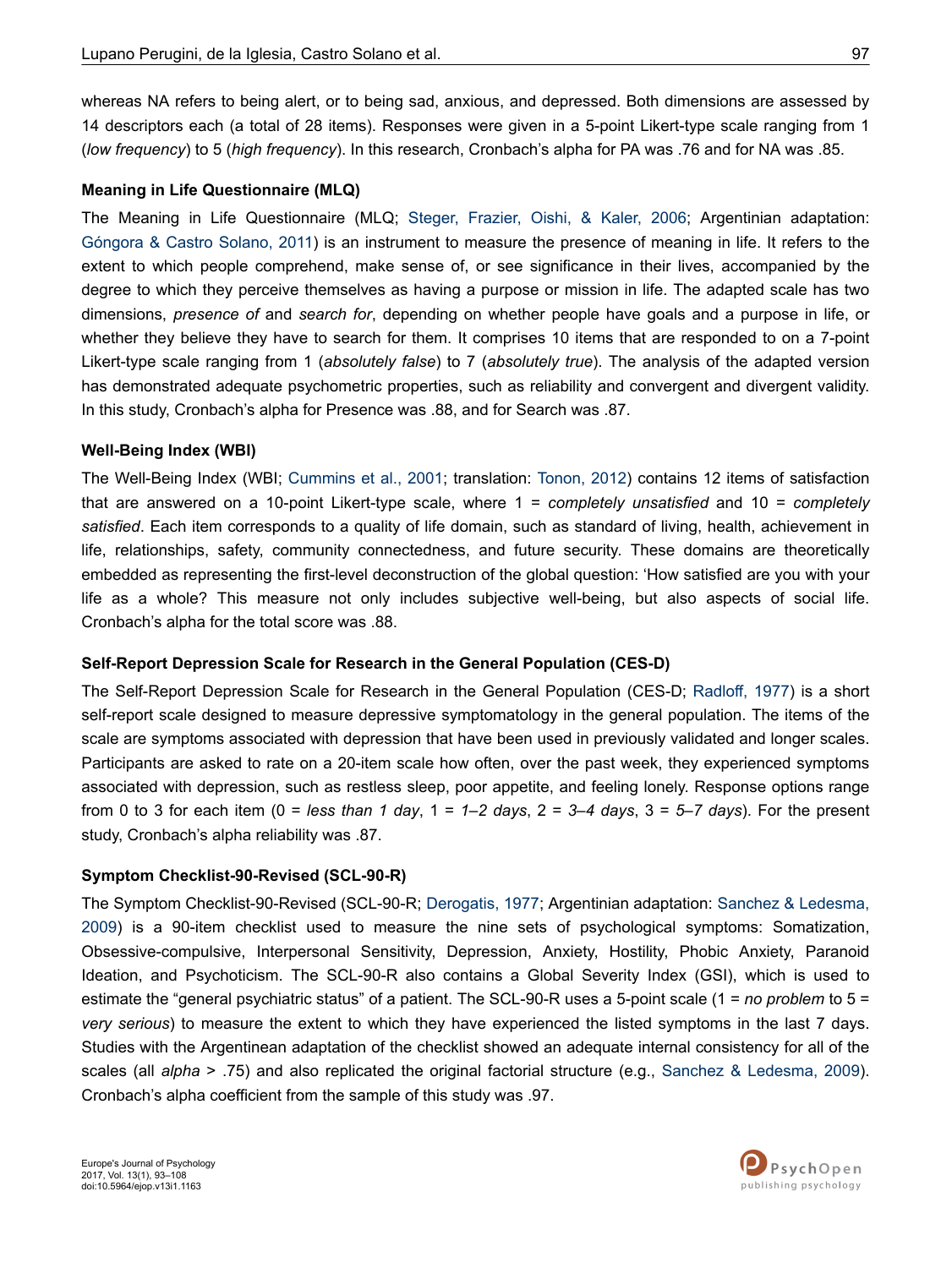whereas NA refers to being alert, or to being sad, anxious, and depressed. Both dimensions are assessed by 14 descriptors each (a total of 28 items). Responses were given in a 5-point Likert-type scale ranging from 1 (*low frequency*) to 5 (*high frequency*). In this research, Cronbach's alpha for PA was .76 and for NA was .85.

### Meaning in Life Questionnaire (MLQ)

The Meaning in Life Questionnaire (MLQ; Steger, Frazier, Oishi, & Kaler, 2006; Argentinian adaptation: Góngora & Castro Solano, 2011) is an instrument to measure the presence of meaning in life. It refers to the extent to which people comprehend, make sense of, or see significance in their lives, accompanied by the degree to which they perceive themselves as having a purpose or mission in life. The adapted scale has two dimensions, *presence of* and *search for*, depending on whether people have goals and a purpose in life, or whether they believe they have to search for them. It comprises 10 items that are responded to on a 7-point Likert-type scale ranging from 1 (*absolutely false*) to 7 (*absolutely true*). The analysis of the adapted version has demonstrated adequate psychometric properties, such as reliability and convergent and divergent validity. In this study, Cronbach's alpha for Presence was .88, and for Search was .87.

### Well-Being Index (WBI)

The Well-Being Index (WBI; Cummins et al., 2001; translation: Tonon, 2012) contains 12 items of satisfaction that are answered on a 10-point Likert-type scale, where 1 = *completely unsatisfied* and 10 = *completely satisfied*. Each item corresponds to a quality of life domain, such as standard of living, health, achievement in life, relationships, safety, community connectedness, and future security. These domains are theoretically embedded as representing the first-level deconstruction of the global question: 'How satisfied are you with your life as a whole? This measure not only includes subjective well-being, but also aspects of social life. Cronbach's alpha for the total score was .88.

### Self-Report Depression Scale for Research in the General Population (CES-D)

The Self-Report Depression Scale for Research in the General Population (CES-D; Radloff, 1977) is a short self-report scale designed to measure depressive symptomatology in the general population. The items of the scale are symptoms associated with depression that have been used in previously validated and longer scales. Participants are asked to rate on a 20-item scale how often, over the past week, they experienced symptoms associated with depression, such as restless sleep, poor appetite, and feeling lonely. Response options range from 0 to 3 for each item (0 = *less than 1 day*, 1 = *1–2 days*, 2 = *3–4 days*, 3 = *5–7 days*). For the present study, Cronbach's alpha reliability was .87.

### Symptom Checklist-90-Revised (SCL-90-R)

The Symptom Checklist-90-Revised (SCL-90-R; Derogatis, 1977; Argentinian adaptation: Sanchez & Ledesma, 2009) is a 90-item checklist used to measure the nine sets of psychological symptoms: Somatization, Obsessive-compulsive, Interpersonal Sensitivity, Depression, Anxiety, Hostility, Phobic Anxiety, Paranoid Ideation, and Psychoticism. The SCL-90-R also contains a Global Severity Index (GSI), which is used to estimate the "general psychiatric status" of a patient. The SCL-90-R uses a 5-point scale (1 = *no problem* to 5 = *very serious*) to measure the extent to which they have experienced the listed symptoms in the last 7 days. Studies with the Argentinean adaptation of the checklist showed an adequate internal consistency for all of the scales (all *alpha* > .75) and also replicated the original factorial structure (e.g., Sanchez & Ledesma, 2009). Cronbach's alpha coefficient from the sample of this study was .97.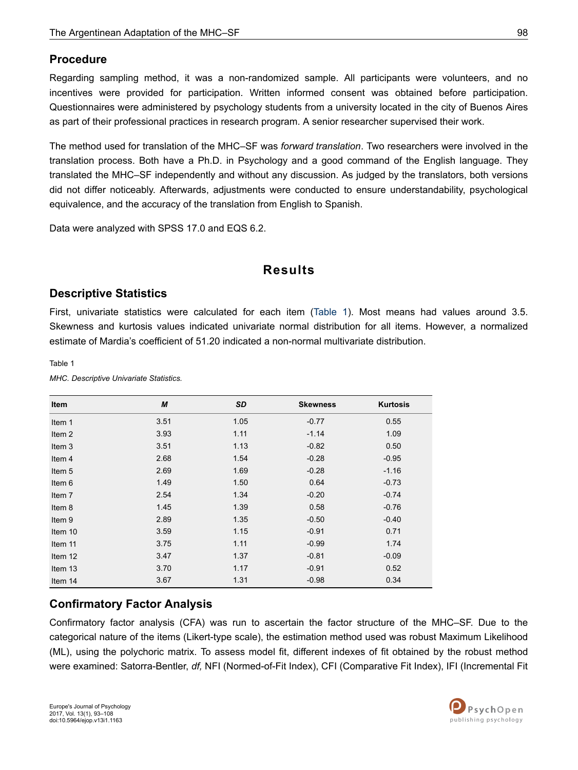### Procedure

Regarding sampling method, it was a non-randomized sample. All participants were volunteers, and no incentives were provided for participation. Written informed consent was obtained before participation. Questionnaires were administered by psychology students from a university located in the city of Buenos Aires as part of their professional practices in research program. A senior researcher supervised their work.

The method used for translation of the MHC–SF was *forward translation*. Two researchers were involved in the translation process. Both have a Ph.D. in Psychology and a good command of the English language. They translated the MHC–SF independently and without any discussion. As judged by the translators, both versions did not differ noticeably. Afterwards, adjustments were conducted to ensure understandability, psychological equivalence, and the accuracy of the translation from English to Spanish.

Data were analyzed with SPSS 17.0 and EQS 6.2.

## Results

### Descriptive Statistics

First, univariate statistics were calculated for each item (Table 1). Most means had values around 3.5. Skewness and kurtosis values indicated univariate normal distribution for all items. However, a normalized estimate of Mardia's coefficient of 51.20 indicated a non-normal multivariate distribution.

Table 1

*MHC. Descriptive Univariate Statistics.*

| Item | *M* | *SD* | Skewness | Kurtosis |
|---|---|---|---|---|
| Item 1 | 3.51 | 1.05 | -0.77 | 0.55 |
| Item 2 | 3.93 | 1.11 | -1.14 | 1.09 |
| Item 3 | 3.51 | 1.13 | -0.82 | 0.50 |
| Item 4 | 2.68 | 1.54 | -0.28 | -0.95 |
| Item 5 | 2.69 | 1.69 | -0.28 | -1.16 |
| Item 6 | 1.49 | 1.50 | 0.64 | -0.73 |
| Item 7 | 2.54 | 1.34 | -0.20 | -0.74 |
| Item 8 | 1.45 | 1.39 | 0.58 | -0.76 |
| Item 9 | 2.89 | 1.35 | -0.50 | -0.40 |
| Item 10 | 3.59 | 1.15 | -0.91 | 0.71 |
| Item 11 | 3.75 | 1.11 | -0.99 | 1.74 |
| Item 12 | 3.47 | 1.37 | -0.81 | -0.09 |
| Item 13 | 3.70 | 1.17 | -0.91 | 0.52 |
| Item 14 | 3.67 | 1.31 | -0.98 | 0.34 |

### Confirmatory Factor Analysis

Confirmatory factor analysis (CFA) was run to ascertain the factor structure of the MHC–SF. Due to the categorical nature of the items (Likert-type scale), the estimation method used was robust Maximum Likelihood (ML), using the polychoric matrix. To assess model fit, different indexes of fit obtained by the robust method were examined: Satorra-Bentler, *df,* NFI (Normed-of-Fit Index), CFI (Comparative Fit Index), IFI (Incremental Fit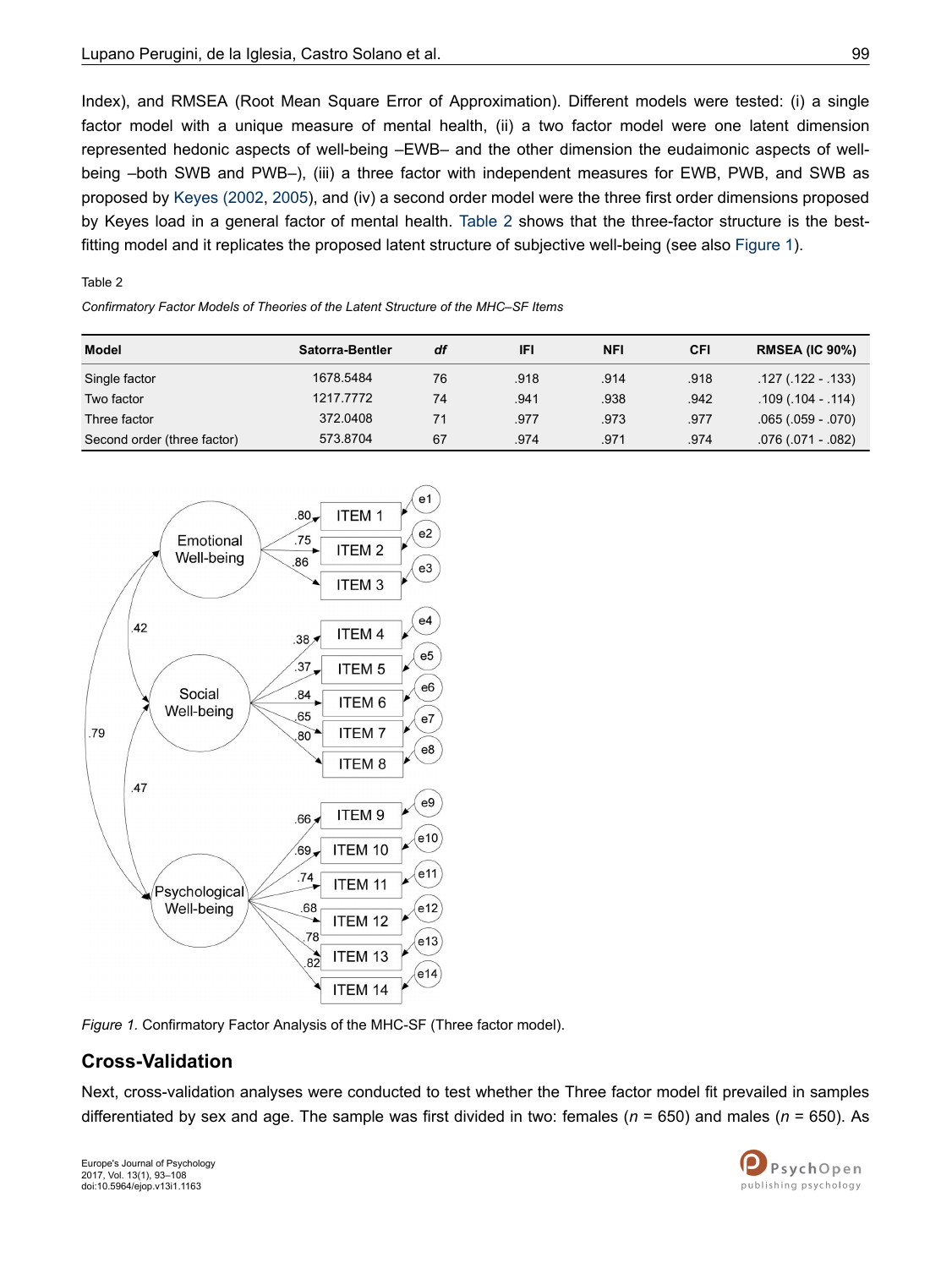Index), and RMSEA (Root Mean Square Error of Approximation). Different models were tested: (i) a single factor model with a unique measure of mental health, (ii) a two factor model were one latent dimension represented hedonic aspects of well-being –EWB– and the other dimension the eudaimonic aspects of well-being –both SWB and PWB–), (iii) a three factor with independent measures for EWB, PWB, and SWB as proposed by Keyes (2002, 2005), and (iv) a second order model were the three first order dimensions proposed by Keyes load in a general factor of mental health. Table 2 shows that the three-factor structure is the best-fitting model and it replicates the proposed latent structure of subjective well-being (see also Figure 1).

Table 2

*Confirmatory Factor Models of Theories of the Latent Structure of the MHC–SF Items*

| Model | Satorra-Bentler | *df* | IFI | NFI | CFI | RMSEA (IC 90%) |
|---|---|---|---|---|---|---|
| Single factor | 1678.5484 | 76 | .918 | .914 | .918 | .127 (.122 - .133) |
| Two factor | 1217.7772 | 74 | .941 | .938 | .942 | .109 (.104 - .114) |
| Three factor | 372.0408 | 71 | .977 | .973 | .977 | .065 (.059 - .070) |
| Second order (three factor) | 573.8704 | 67 | .974 | .971 | .974 | .076 (.071 - .082) |

*Figure 1.* Confirmatory Factor Analysis of the MHC-SF (Three factor model).

## Cross-Validation

Next, cross-validation analyses were conducted to test whether the Three factor model fit prevailed in samples differentiated by sex and age. The sample was first divided in two: females (*n* = 650) and males (*n* = 650). As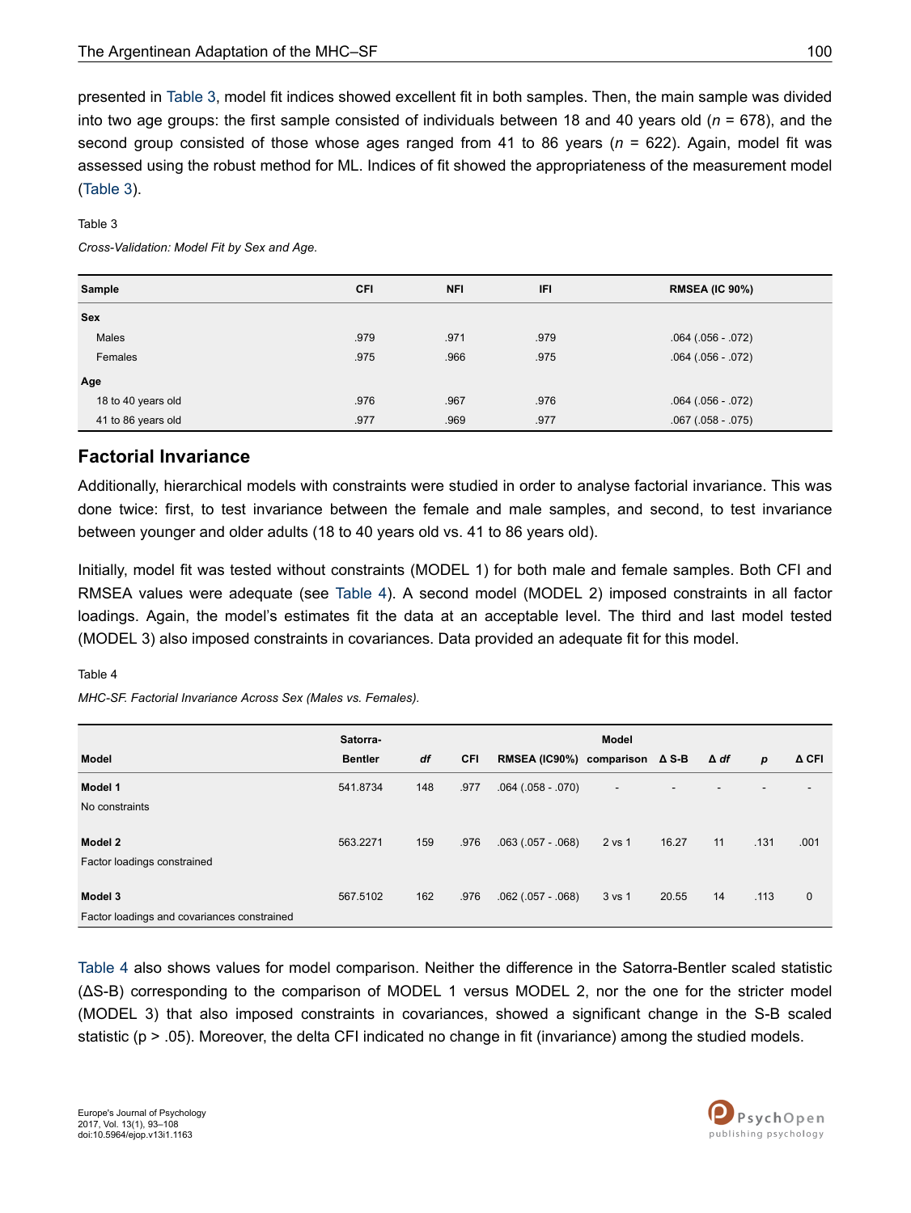presented in Table 3, model fit indices showed excellent fit in both samples. Then, the main sample was divided into two age groups: the first sample consisted of individuals between 18 and 40 years old (*n* = 678), and the second group consisted of those whose ages ranged from 41 to 86 years (*n* = 622). Again, model fit was assessed using the robust method for ML. Indices of fit showed the appropriateness of the measurement model (Table 3).

Table 3

*Cross-Validation: Model Fit by Sex and Age.*

| Sample | CFI | NFI | IFI | RMSEA (IC 90%) |
|---|---|---|---|---|
| **Sex** | | | | |
| Males | .979 | .971 | .979 | .064 (.056 - .072) |
| Females | .975 | .966 | .975 | .064 (.056 - .072) |
| **Age** | | | | |
| 18 to 40 years old | .976 | .967 | .976 | .064 (.056 - .072) |
| 41 to 86 years old | .977 | .969 | .977 | .067 (.058 - .075) |

## Factorial Invariance

Additionally, hierarchical models with constraints were studied in order to analyse factorial invariance. This was done twice: first, to test invariance between the female and male samples, and second, to test invariance between younger and older adults (18 to 40 years old vs. 41 to 86 years old).

Initially, model fit was tested without constraints (MODEL 1) for both male and female samples. Both CFI and RMSEA values were adequate (see Table 4). A second model (MODEL 2) imposed constraints in all factor loadings. Again, the model's estimates fit the data at an acceptable level. The third and last model tested (MODEL 3) also imposed constraints in covariances. Data provided an adequate fit for this model.

Table 4

*MHC-SF. Factorial Invariance Across Sex (Males vs. Females).*

| Model | Satorra-Bentler | *df* | CFI | RMSEA (IC90%) | Model comparison | Δ S-B | Δ *df* | *p* | Δ CFI |
|---|---|---|---|---|---|---|---|---|---|
| **Model 1**<br>No constraints | 541.8734 | 148 | .977 | .064 (.058 - .070) | - | - | - | - | - |
| **Model 2**<br>Factor loadings constrained | 563.2271 | 159 | .976 | .063 (.057 - .068) | 2 vs 1 | 16.27 | 11 | .131 | .001 |
| **Model 3**<br>Factor loadings and covariances constrained | 567.5102 | 162 | .976 | .062 (.057 - .068) | 3 vs 1 | 20.55 | 14 | .113 | 0 |

Table 4 also shows values for model comparison. Neither the difference in the Satorra-Bentler scaled statistic (ΔS-B) corresponding to the comparison of MODEL 1 versus MODEL 2, nor the one for the stricter model (MODEL 3) that also imposed constraints in covariances, showed a significant change in the S-B scaled statistic ($p > .05$). Moreover, the delta CFI indicated no change in fit (invariance) among the studied models.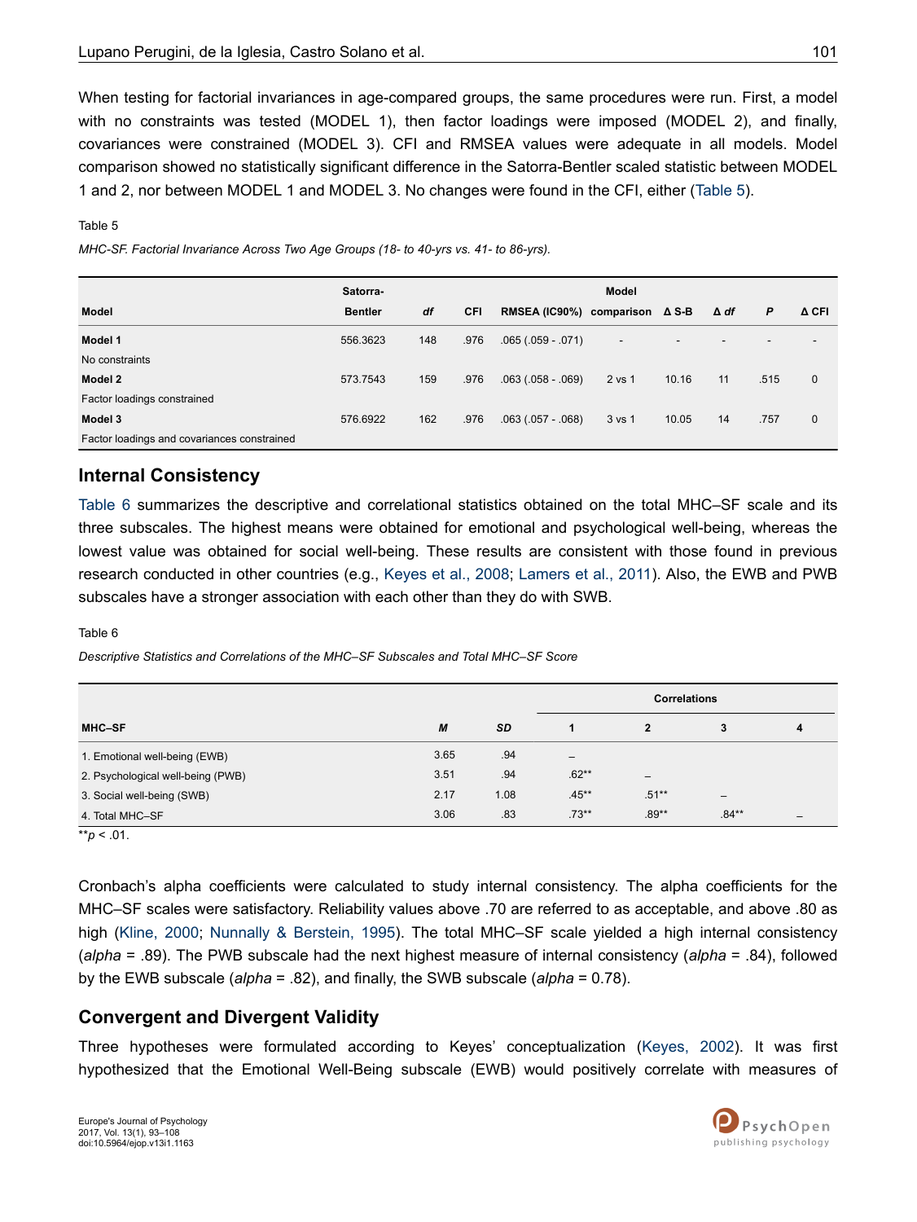When testing for factorial invariances in age-compared groups, the same procedures were run. First, a model with no constraints was tested (MODEL 1), then factor loadings were imposed (MODEL 2), and finally, covariances were constrained (MODEL 3). CFI and RMSEA values were adequate in all models. Model comparison showed no statistically significant difference in the Satorra-Bentler scaled statistic between MODEL 1 and 2, nor between MODEL 1 and MODEL 3. No changes were found in the CFI, either (Table 5).

Table 5

*MHC-SF. Factorial Invariance Across Two Age Groups (18- to 40-yrs vs. 41- to 86-yrs).*

| Model | Satorra-Bentler | *df* | CFI | RMSEA (IC90%) | Model comparison | Δ S-B | Δ *df* | *P* | Δ CFI |
|---|---|---|---|---|---|---|---|---|---|
| **Model 1**<br>No constraints | 556.3623 | 148 | .976 | .065 (.059 - .071) | - | - | - | - | - |
| **Model 2**<br>Factor loadings constrained | 573.7543 | 159 | .976 | .063 (.058 - .069) | 2 vs 1 | 10.16 | 11 | .515 | 0 |
| **Model 3**<br>Factor loadings and covariances constrained | 576.6922 | 162 | .976 | .063 (.057 - .068) | 3 vs 1 | 10.05 | 14 | .757 | 0 |

## Internal Consistency

Table 6 summarizes the descriptive and correlational statistics obtained on the total MHC–SF scale and its three subscales. The highest means were obtained for emotional and psychological well-being, whereas the lowest value was obtained for social well-being. These results are consistent with those found in previous research conducted in other countries (e.g., Keyes et al., 2008; Lamers et al., 2011). Also, the EWB and PWB subscales have a stronger association with each other than they do with SWB.

Table 6

*Descriptive Statistics and Correlations of the MHC–SF Subscales and Total MHC–SF Score*

| | | | Correlations | | | |
|---|---|---|---|---|---|---|
| **MHC–SF** | ***M*** | ***SD*** | **1** | **2** | **3** | **4** |
| 1. Emotional well-being (EWB) | 3.65 | .94 | – | | | |
| 2. Psychological well-being (PWB) | 3.51 | .94 | .62** | – | | |
| 3. Social well-being (SWB) | 2.17 | 1.08 | .45** | .51** | – | |
| 4. Total MHC–SF | 3.06 | .83 | .73** | .89** | .84** | – |

**$p$ < .01.

Cronbach's alpha coefficients were calculated to study internal consistency. The alpha coefficients for the MHC–SF scales were satisfactory. Reliability values above .70 are referred to as acceptable, and above .80 as high (Kline, 2000; Nunnally & Berstein, 1995). The total MHC–SF scale yielded a high internal consistency (*alpha* = .89). The PWB subscale had the next highest measure of internal consistency (*alpha* = .84), followed by the EWB subscale (*alpha* = .82), and finally, the SWB subscale (*alpha* = 0.78).

## Convergent and Divergent Validity

Three hypotheses were formulated according to Keyes' conceptualization (Keyes, 2002). It was first hypothesized that the Emotional Well-Being subscale (EWB) would positively correlate with measures of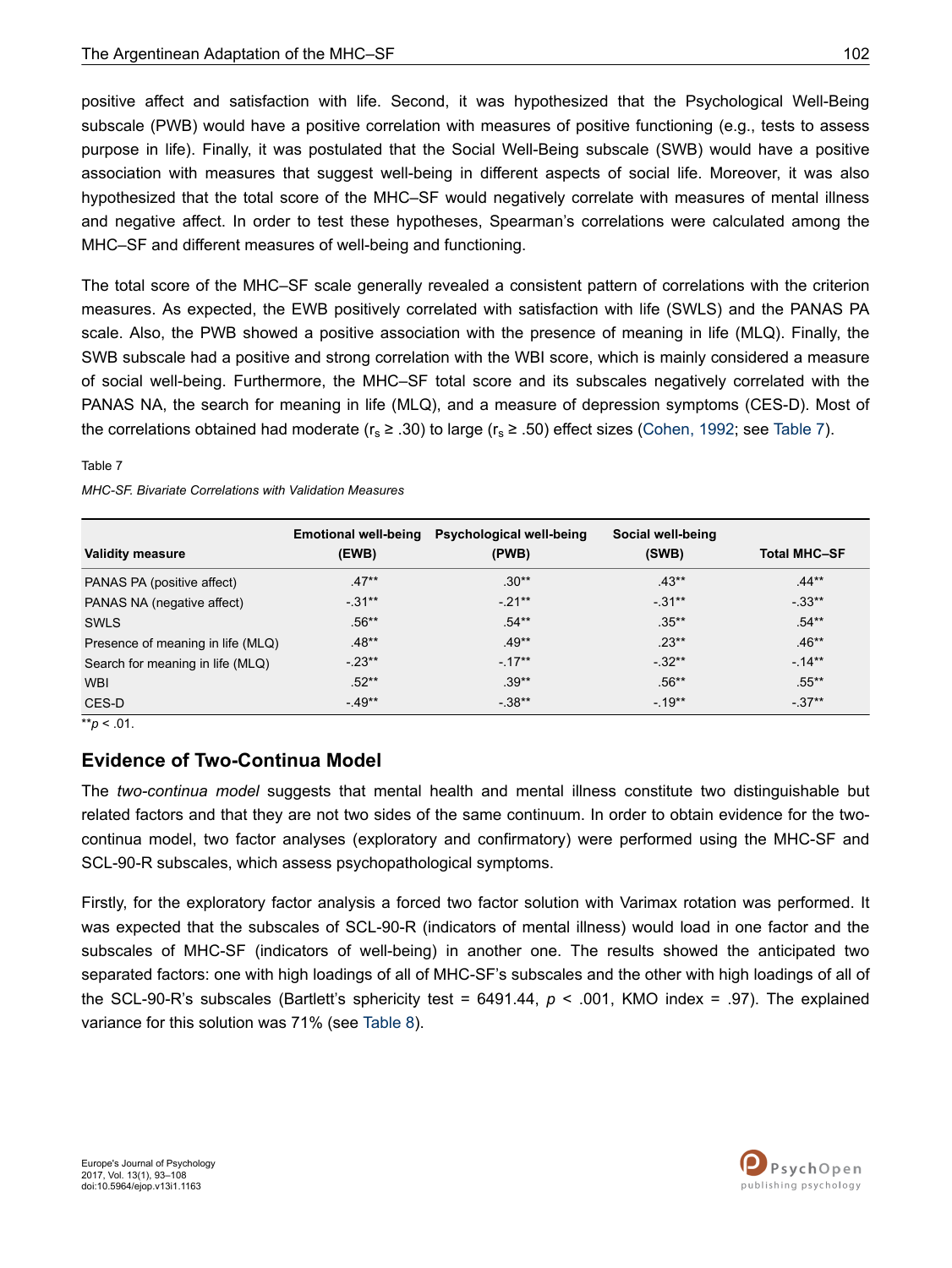positive affect and satisfaction with life. Second, it was hypothesized that the Psychological Well-Being subscale (PWB) would have a positive correlation with measures of positive functioning (e.g., tests to assess purpose in life). Finally, it was postulated that the Social Well-Being subscale (SWB) would have a positive association with measures that suggest well-being in different aspects of social life. Moreover, it was also hypothesized that the total score of the MHC–SF would negatively correlate with measures of mental illness and negative affect. In order to test these hypotheses, Spearman's correlations were calculated among the MHC–SF and different measures of well-being and functioning.

The total score of the MHC–SF scale generally revealed a consistent pattern of correlations with the criterion measures. As expected, the EWB positively correlated with satisfaction with life (SWLS) and the PANAS PA scale. Also, the PWB showed a positive association with the presence of meaning in life (MLQ). Finally, the SWB subscale had a positive and strong correlation with the WBI score, which is mainly considered a measure of social well-being. Furthermore, the MHC–SF total score and its subscales negatively correlated with the PANAS NA, the search for meaning in life (MLQ), and a measure of depression symptoms (CES-D). Most of the correlations obtained had moderate ($r_s \geq .30$) to large ($r_s \geq .50$) effect sizes (Cohen, 1992; see Table 7).

Table 7

*MHC-SF. Bivariate Correlations with Validation Measures*

| Validity measure | Emotional well-being (EWB) | Psychological well-being (PWB) | Social well-being (SWB) | Total MHC–SF |
|---|---|---|---|---|
| PANAS PA (positive affect) | .47** | .30** | .43** | .44** |
| PANAS NA (negative affect) | -.31** | -.21** | -.31** | -.33** |
| SWLS | .56** | .54** | .35** | .54** |
| Presence of meaning in life (MLQ) | .48** | .49** | .23** | .46** |
| Search for meaning in life (MLQ) | -.23** | -.17** | -.32** | -.14** |
| WBI | .52** | .39** | .56** | .55** |
| CES-D | -.49** | -.38** | -.19** | -.37** |

**$p < .01$.

## Evidence of Two-Continua Model

The *two-continua model* suggests that mental health and mental illness constitute two distinguishable but related factors and that they are not two sides of the same continuum. In order to obtain evidence for the two-continua model, two factor analyses (exploratory and confirmatory) were performed using the MHC-SF and SCL-90-R subscales, which assess psychopathological symptoms.

Firstly, for the exploratory factor analysis a forced two factor solution with Varimax rotation was performed. It was expected that the subscales of SCL-90-R (indicators of mental illness) would load in one factor and the subscales of MHC-SF (indicators of well-being) in another one. The results showed the anticipated two separated factors: one with high loadings of all of MHC-SF's subscales and the other with high loadings of all of the SCL-90-R's subscales (Bartlett's sphericity test = 6491.44, $p < .001$, KMO index = .97). The explained variance for this solution was 71% (see Table 8).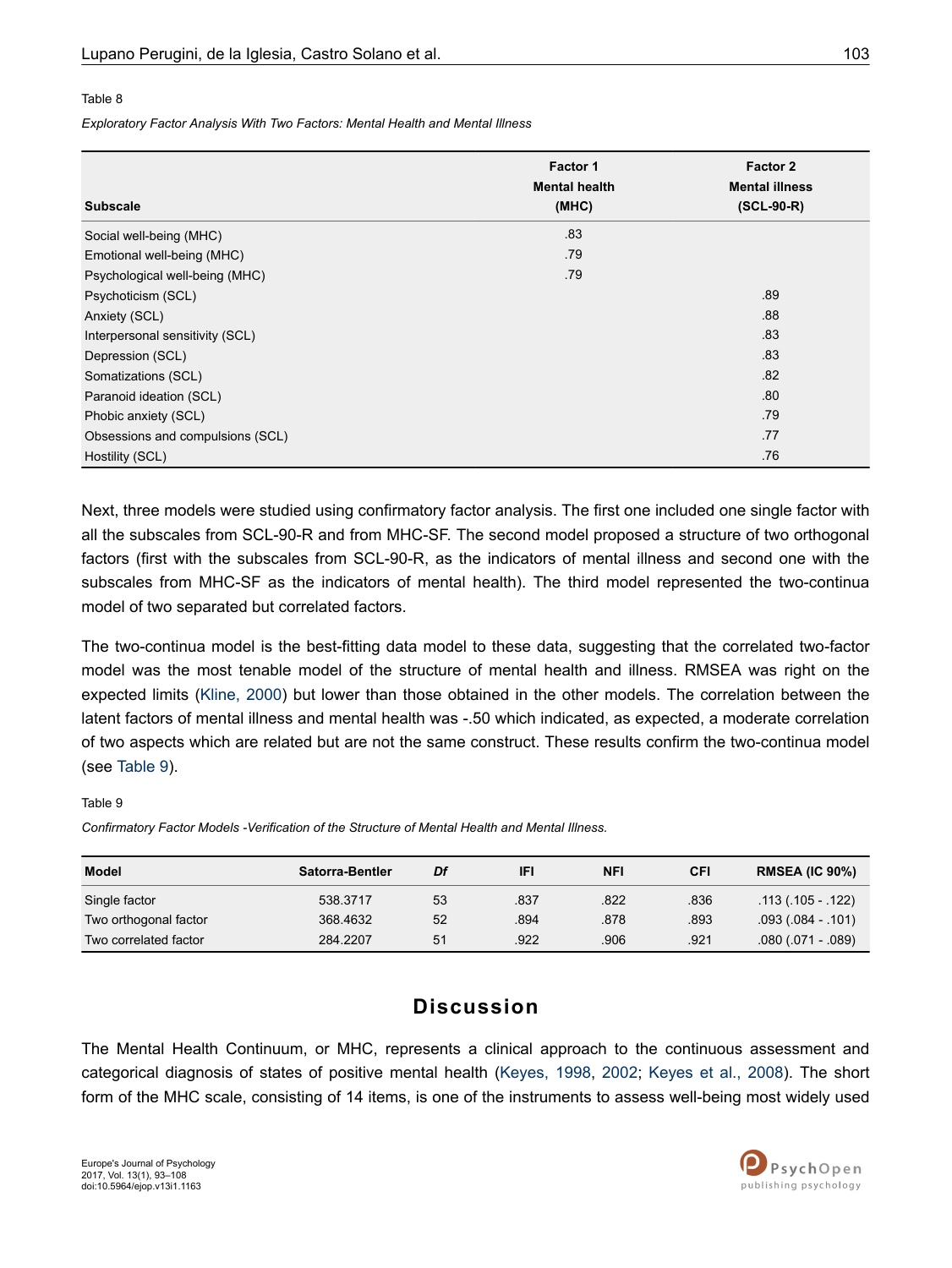Table 8

*Exploratory Factor Analysis With Two Factors: Mental Health and Mental Illness*

| Subscale | Factor 1 Mental health (MHC) | Factor 2 Mental illness (SCL-90-R) |
|---|---|---|
| Social well-being (MHC) | .83 | |
| Emotional well-being (MHC) | .79 | |
| Psychological well-being (MHC) | .79 | |
| Psychoticism (SCL) | | .89 |
| Anxiety (SCL) | | .88 |
| Interpersonal sensitivity (SCL) | | .83 |
| Depression (SCL) | | .83 |
| Somatizations (SCL) | | .82 |
| Paranoid ideation (SCL) | | .80 |
| Phobic anxiety (SCL) | | .79 |
| Obsessions and compulsions (SCL) | | .77 |
| Hostility (SCL) | | .76 |

Next, three models were studied using confirmatory factor analysis. The first one included one single factor with all the subscales from SCL-90-R and from MHC-SF. The second model proposed a structure of two orthogonal factors (first with the subscales from SCL-90-R, as the indicators of mental illness and second one with the subscales from MHC-SF as the indicators of mental health). The third model represented the two-continua model of two separated but correlated factors.

The two-continua model is the best-fitting data model to these data, suggesting that the correlated two-factor model was the most tenable model of the structure of mental health and illness. RMSEA was right on the expected limits (Kline, 2000) but lower than those obtained in the other models. The correlation between the latent factors of mental illness and mental health was -.50 which indicated, as expected, a moderate correlation of two aspects which are related but are not the same construct. These results confirm the two-continua model (see Table 9).

Table 9

*Confirmatory Factor Models -Verification of the Structure of Mental Health and Mental Illness.*

| Model | Satorra-Bentler | *Df* | IFI | NFI | CFI | RMSEA (IC 90%) |
|---|---|---|---|---|---|---|
| Single factor | 538.3717 | 53 | .837 | .822 | .836 | .113 (.105 - .122) |
| Two orthogonal factor | 368.4632 | 52 | .894 | .878 | .893 | .093 (.084 - .101) |
| Two correlated factor | 284.2207 | 51 | .922 | .906 | .921 | .080 (.071 - .089) |

## Discussion

The Mental Health Continuum, or MHC, represents a clinical approach to the continuous assessment and categorical diagnosis of states of positive mental health (Keyes, 1998, 2002; Keyes et al., 2008). The short form of the MHC scale, consisting of 14 items, is one of the instruments to assess well-being most widely used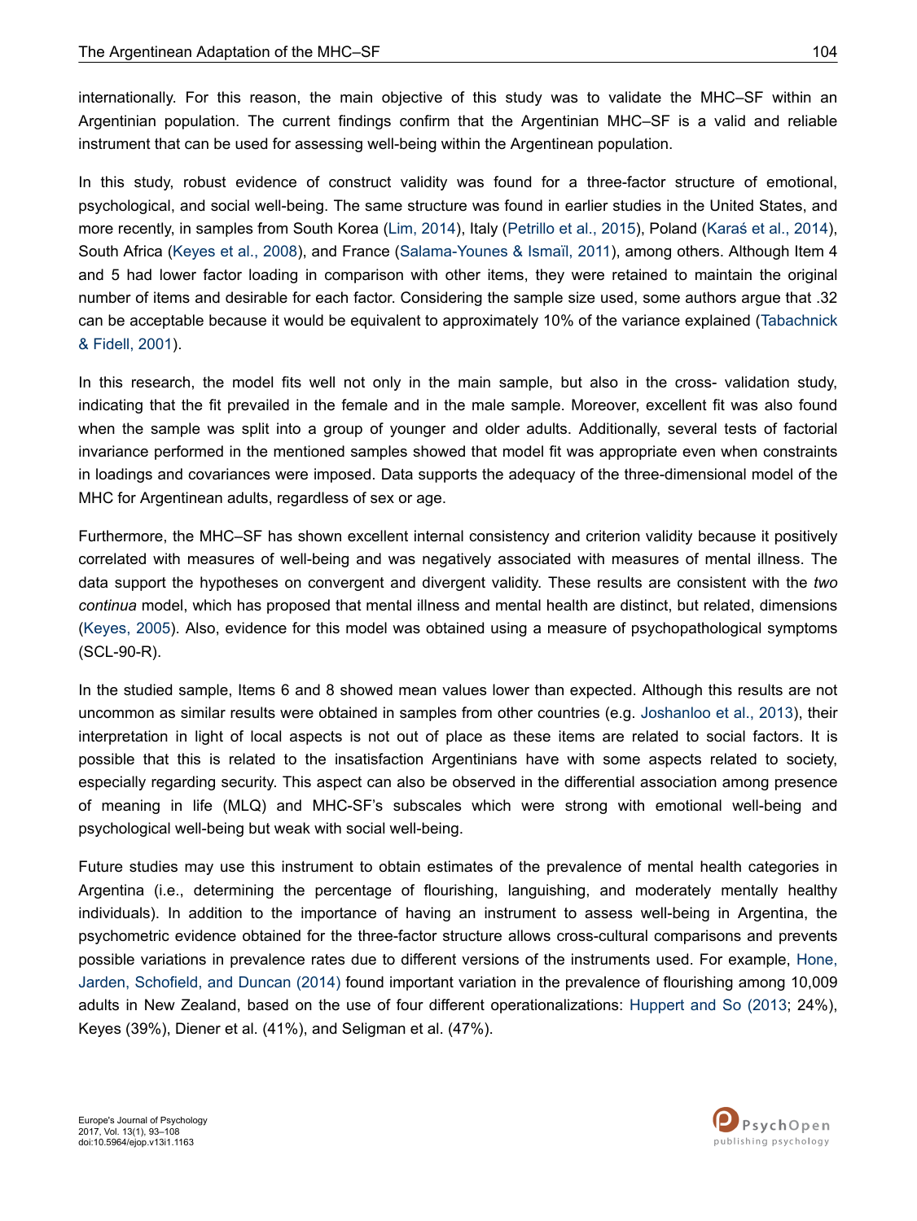internationally. For this reason, the main objective of this study was to validate the MHC–SF within an Argentinian population. The current findings confirm that the Argentinian MHC–SF is a valid and reliable instrument that can be used for assessing well-being within the Argentinean population.

In this study, robust evidence of construct validity was found for a three-factor structure of emotional, psychological, and social well-being. The same structure was found in earlier studies in the United States, and more recently, in samples from South Korea (Lim, 2014), Italy (Petrillo et al., 2015), Poland (Karaś et al., 2014), South Africa (Keyes et al., 2008), and France (Salama-Younes & Ismaïl, 2011), among others. Although Item 4 and 5 had lower factor loading in comparison with other items, they were retained to maintain the original number of items and desirable for each factor. Considering the sample size used, some authors argue that .32 can be acceptable because it would be equivalent to approximately 10% of the variance explained (Tabachnick & Fidell, 2001).

In this research, the model fits well not only in the main sample, but also in the cross- validation study, indicating that the fit prevailed in the female and in the male sample. Moreover, excellent fit was also found when the sample was split into a group of younger and older adults. Additionally, several tests of factorial invariance performed in the mentioned samples showed that model fit was appropriate even when constraints in loadings and covariances were imposed. Data supports the adequacy of the three-dimensional model of the MHC for Argentinean adults, regardless of sex or age.

Furthermore, the MHC–SF has shown excellent internal consistency and criterion validity because it positively correlated with measures of well-being and was negatively associated with measures of mental illness. The data support the hypotheses on convergent and divergent validity. These results are consistent with the *two continua* model, which has proposed that mental illness and mental health are distinct, but related, dimensions (Keyes, 2005). Also, evidence for this model was obtained using a measure of psychopathological symptoms (SCL-90-R).

In the studied sample, Items 6 and 8 showed mean values lower than expected. Although this results are not uncommon as similar results were obtained in samples from other countries (e.g. Joshanloo et al., 2013), their interpretation in light of local aspects is not out of place as these items are related to social factors. It is possible that this is related to the insatisfaction Argentinians have with some aspects related to society, especially regarding security. This aspect can also be observed in the differential association among presence of meaning in life (MLQ) and MHC-SF's subscales which were strong with emotional well-being and psychological well-being but weak with social well-being.

Future studies may use this instrument to obtain estimates of the prevalence of mental health categories in Argentina (i.e., determining the percentage of flourishing, languishing, and moderately mentally healthy individuals). In addition to the importance of having an instrument to assess well-being in Argentina, the psychometric evidence obtained for the three-factor structure allows cross-cultural comparisons and prevents possible variations in prevalence rates due to different versions of the instruments used. For example, Hone, Jarden, Schofield, and Duncan (2014) found important variation in the prevalence of flourishing among 10,009 adults in New Zealand, based on the use of four different operationalizations: Huppert and So (2013; 24%), Keyes (39%), Diener et al. (41%), and Seligman et al. (47%).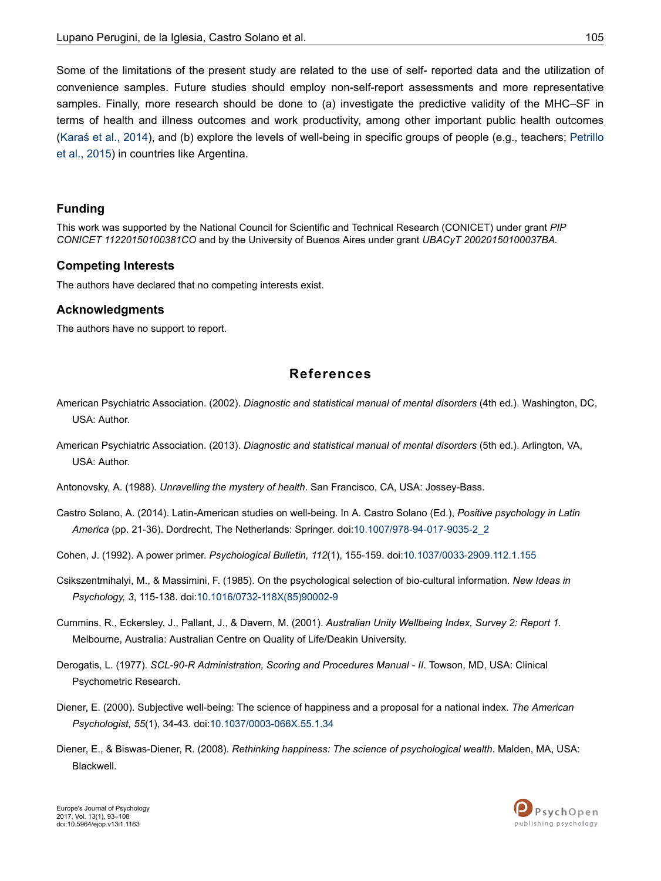Some of the limitations of the present study are related to the use of self- reported data and the utilization of convenience samples. Future studies should employ non-self-report assessments and more representative samples. Finally, more research should be done to (a) investigate the predictive validity of the MHC–SF in terms of health and illness outcomes and work productivity, among other important public health outcomes (Karaś et al., 2014), and (b) explore the levels of well-being in specific groups of people (e.g., teachers; Petrillo et al., 2015) in countries like Argentina.

### Funding

This work was supported by the National Council for Scientific and Technical Research (CONICET) under grant *PIP CONICET 11220150100381CO* and by the University of Buenos Aires under grant *UBACyT 20020150100037BA.*

### Competing Interests

The authors have declared that no competing interests exist.

### Acknowledgments

The authors have no support to report.

## References

American Psychiatric Association. (2002). *Diagnostic and statistical manual of mental disorders* (4th ed.). Washington, DC, USA: Author.

American Psychiatric Association. (2013). *Diagnostic and statistical manual of mental disorders* (5th ed.). Arlington, VA, USA: Author.

Antonovsky, A. (1988). *Unravelling the mystery of health*. San Francisco, CA, USA: Jossey-Bass.

Castro Solano, A. (2014). Latin-American studies on well-being. In A. Castro Solano (Ed.), *Positive psychology in Latin America* (pp. 21-36). Dordrecht, The Netherlands: Springer. doi:10.1007/978-94-017-9035-2_2

Cohen, J. (1992). A power primer. *Psychological Bulletin, 112*(1), 155-159. doi:10.1037/0033-2909.112.1.155

Csikszentmihalyi, M., & Massimini, F. (1985). On the psychological selection of bio-cultural information. *New Ideas in Psychology, 3*, 115-138. doi:10.1016/0732-118X(85)90002-9

Cummins, R., Eckersley, J., Pallant, J., & Davern, M. (2001). *Australian Unity Wellbeing Index, Survey 2: Report 1.* Melbourne, Australia: Australian Centre on Quality of Life/Deakin University.

Derogatis, L. (1977). *SCL-90-R Administration, Scoring and Procedures Manual - II*. Towson, MD, USA: Clinical Psychometric Research.

Diener, E. (2000). Subjective well-being: The science of happiness and a proposal for a national index. *The American Psychologist, 55*(1), 34-43. doi:10.1037/0003-066X.55.1.34

Diener, E., & Biswas-Diener, R. (2008). *Rethinking happiness: The science of psychological wealth*. Malden, MA, USA: Blackwell.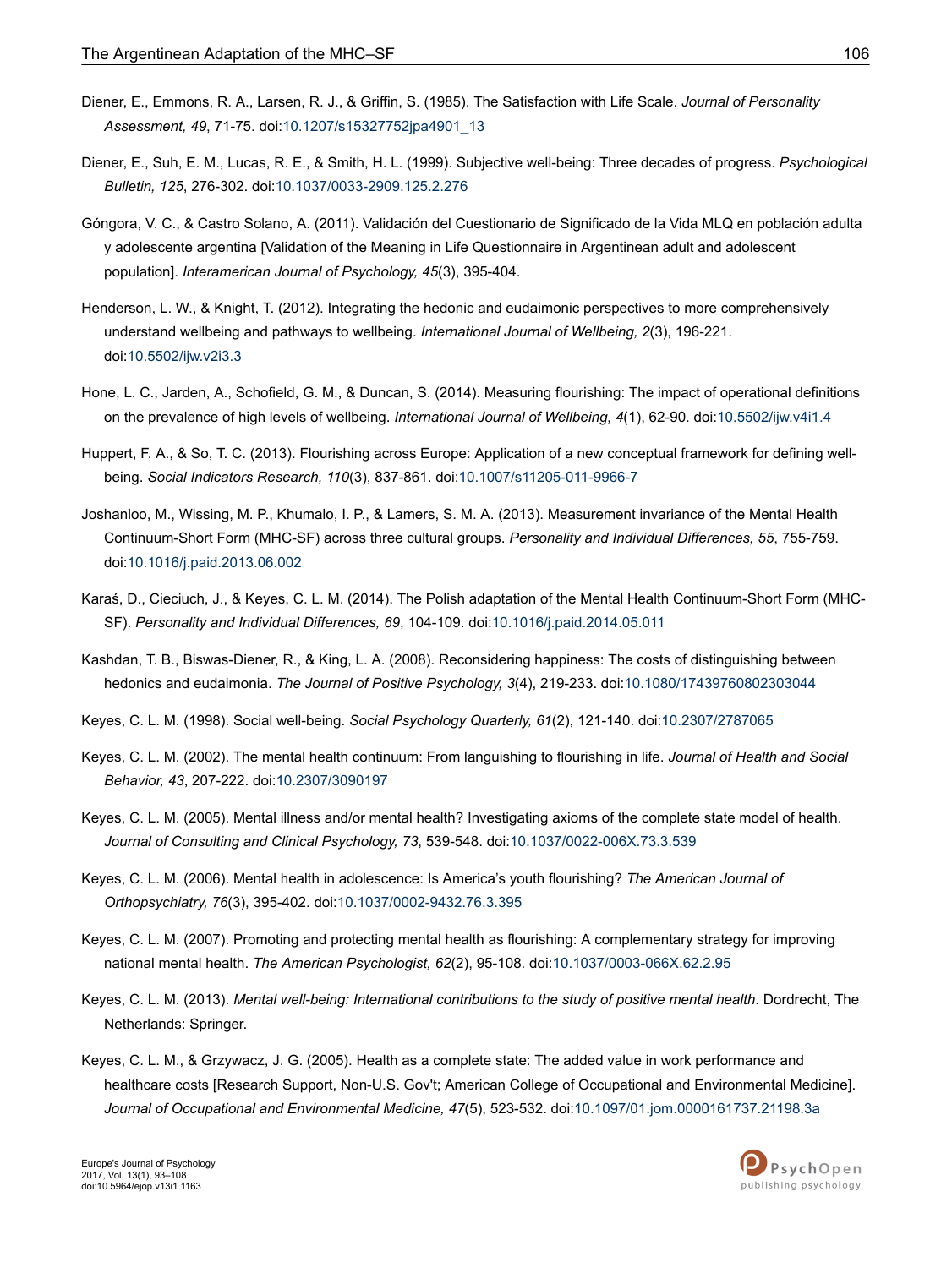Diener, E., Emmons, R. A., Larsen, R. J., & Griffin, S. (1985). The Satisfaction with Life Scale. *Journal of Personality Assessment, 49*, 71-75. doi:10.1207/s15327752jpa4901_13

Diener, E., Suh, E. M., Lucas, R. E., & Smith, H. L. (1999). Subjective well-being: Three decades of progress. *Psychological Bulletin, 125*, 276-302. doi:10.1037/0033-2909.125.2.276

Góngora, V. C., & Castro Solano, A. (2011). Validación del Cuestionario de Significado de la Vida MLQ en población adulta y adolescente argentina [Validation of the Meaning in Life Questionnaire in Argentinean adult and adolescent population]. *Interamerican Journal of Psychology, 45*(3), 395-404.

Henderson, L. W., & Knight, T. (2012). Integrating the hedonic and eudaimonic perspectives to more comprehensively understand wellbeing and pathways to wellbeing. *International Journal of Wellbeing, 2*(3), 196-221. doi:10.5502/ijw.v2i3.3

Hone, L. C., Jarden, A., Schofield, G. M., & Duncan, S. (2014). Measuring flourishing: The impact of operational definitions on the prevalence of high levels of wellbeing. *International Journal of Wellbeing, 4*(1), 62-90. doi:10.5502/ijw.v4i1.4

Huppert, F. A., & So, T. C. (2013). Flourishing across Europe: Application of a new conceptual framework for defining well-being. *Social Indicators Research, 110*(3), 837-861. doi:10.1007/s11205-011-9966-7

Joshanloo, M., Wissing, M. P., Khumalo, I. P., & Lamers, S. M. A. (2013). Measurement invariance of the Mental Health Continuum-Short Form (MHC-SF) across three cultural groups. *Personality and Individual Differences, 55*, 755-759. doi:10.1016/j.paid.2013.06.002

Karaś, D., Cieciuch, J., & Keyes, C. L. M. (2014). The Polish adaptation of the Mental Health Continuum-Short Form (MHC-SF). *Personality and Individual Differences, 69*, 104-109. doi:10.1016/j.paid.2014.05.011

Kashdan, T. B., Biswas-Diener, R., & King, L. A. (2008). Reconsidering happiness: The costs of distinguishing between hedonics and eudaimonia. *The Journal of Positive Psychology, 3*(4), 219-233. doi:10.1080/17439760802303044

Keyes, C. L. M. (1998). Social well-being. *Social Psychology Quarterly, 61*(2), 121-140. doi:10.2307/2787065

Keyes, C. L. M. (2002). The mental health continuum: From languishing to flourishing in life. *Journal of Health and Social Behavior, 43*, 207-222. doi:10.2307/3090197

Keyes, C. L. M. (2005). Mental illness and/or mental health? Investigating axioms of the complete state model of health. *Journal of Consulting and Clinical Psychology, 73*, 539-548. doi:10.1037/0022-006X.73.3.539

Keyes, C. L. M. (2006). Mental health in adolescence: Is America's youth flourishing? *The American Journal of Orthopsychiatry, 76*(3), 395-402. doi:10.1037/0002-9432.76.3.395

Keyes, C. L. M. (2007). Promoting and protecting mental health as flourishing: A complementary strategy for improving national mental health. *The American Psychologist, 62*(2), 95-108. doi:10.1037/0003-066X.62.2.95

Keyes, C. L. M. (2013). *Mental well-being: International contributions to the study of positive mental health*. Dordrecht, The Netherlands: Springer.

Keyes, C. L. M., & Grzywacz, J. G. (2005). Health as a complete state: The added value in work performance and healthcare costs [Research Support, Non-U.S. Gov't; American College of Occupational and Environmental Medicine]. *Journal of Occupational and Environmental Medicine, 47*(5), 523-532. doi:10.1097/01.jom.0000161737.21198.3a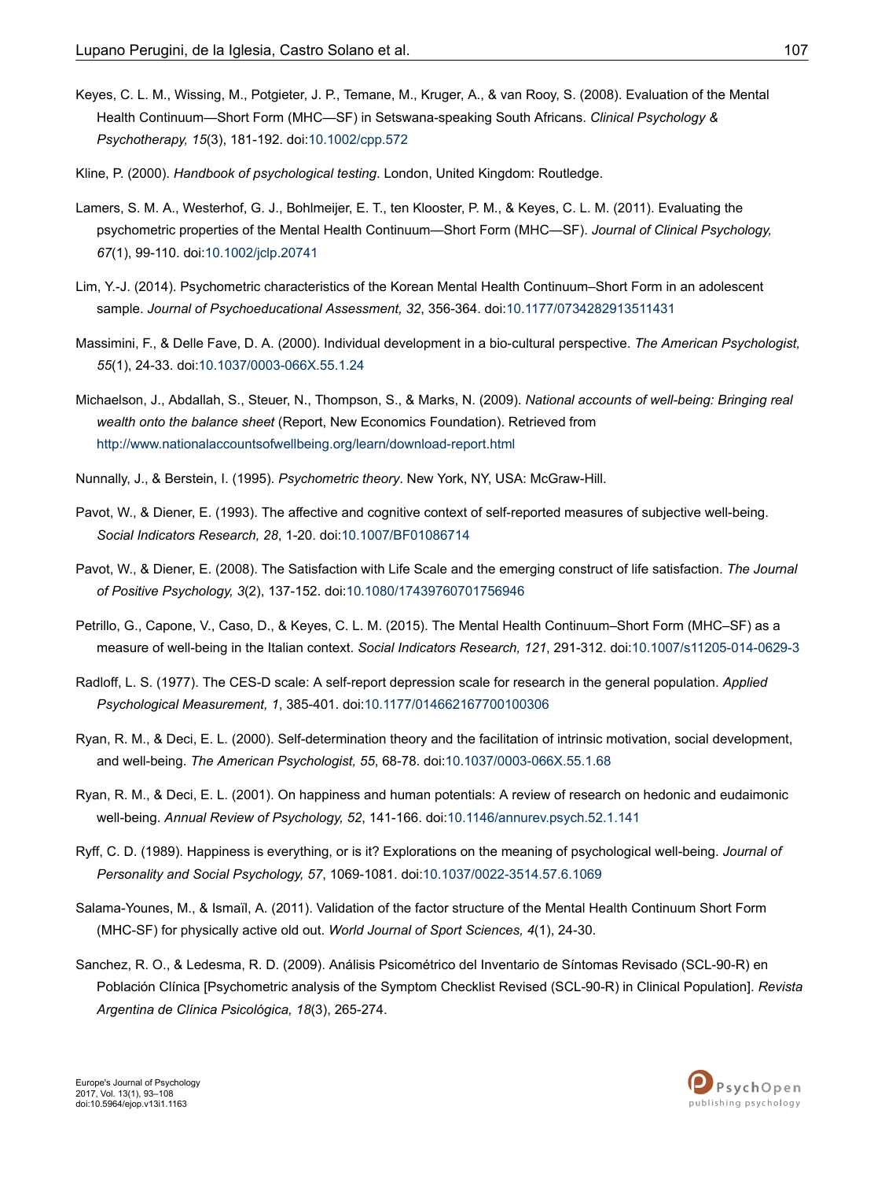Keyes, C. L. M., Wissing, M., Potgieter, J. P., Temane, M., Kruger, A., & van Rooy, S. (2008). Evaluation of the Mental Health Continuum—Short Form (MHC—SF) in Setswana-speaking South Africans. *Clinical Psychology & Psychotherapy, 15*(3), 181-192. doi:10.1002/cpp.572

Kline, P. (2000). *Handbook of psychological testing*. London, United Kingdom: Routledge.

Lamers, S. M. A., Westerhof, G. J., Bohlmeijer, E. T., ten Klooster, P. M., & Keyes, C. L. M. (2011). Evaluating the psychometric properties of the Mental Health Continuum—Short Form (MHC—SF). *Journal of Clinical Psychology, 67*(1), 99-110. doi:10.1002/jclp.20741

Lim, Y.-J. (2014). Psychometric characteristics of the Korean Mental Health Continuum–Short Form in an adolescent sample. *Journal of Psychoeducational Assessment, 32*, 356-364. doi:10.1177/0734282913511431

Massimini, F., & Delle Fave, D. A. (2000). Individual development in a bio-cultural perspective. *The American Psychologist, 55*(1), 24-33. doi:10.1037/0003-066X.55.1.24

Michaelson, J., Abdallah, S., Steuer, N., Thompson, S., & Marks, N. (2009). *National accounts of well-being: Bringing real wealth onto the balance sheet* (Report, New Economics Foundation). Retrieved from http://www.nationalaccountsofwellbeing.org/learn/download-report.html

Nunnally, J., & Berstein, I. (1995). *Psychometric theory*. New York, NY, USA: McGraw-Hill.

Pavot, W., & Diener, E. (1993). The affective and cognitive context of self-reported measures of subjective well-being. *Social Indicators Research, 28*, 1-20. doi:10.1007/BF01086714

Pavot, W., & Diener, E. (2008). The Satisfaction with Life Scale and the emerging construct of life satisfaction. *The Journal of Positive Psychology, 3*(2), 137-152. doi:10.1080/17439760701756946

Petrillo, G., Capone, V., Caso, D., & Keyes, C. L. M. (2015). The Mental Health Continuum–Short Form (MHC–SF) as a measure of well-being in the Italian context. *Social Indicators Research, 121*, 291-312. doi:10.1007/s11205-014-0629-3

Radloff, L. S. (1977). The CES-D scale: A self-report depression scale for research in the general population. *Applied Psychological Measurement, 1*, 385-401. doi:10.1177/014662167700100306

Ryan, R. M., & Deci, E. L. (2000). Self-determination theory and the facilitation of intrinsic motivation, social development, and well-being. *The American Psychologist, 55*, 68-78. doi:10.1037/0003-066X.55.1.68

Ryan, R. M., & Deci, E. L. (2001). On happiness and human potentials: A review of research on hedonic and eudaimonic well-being. *Annual Review of Psychology, 52*, 141-166. doi:10.1146/annurev.psych.52.1.141

Ryff, C. D. (1989). Happiness is everything, or is it? Explorations on the meaning of psychological well-being. *Journal of Personality and Social Psychology, 57*, 1069-1081. doi:10.1037/0022-3514.57.6.1069

Salama-Younes, M., & Ismaïl, A. (2011). Validation of the factor structure of the Mental Health Continuum Short Form (MHC-SF) for physically active old out. *World Journal of Sport Sciences, 4*(1), 24-30.

Sanchez, R. O., & Ledesma, R. D. (2009). Análisis Psicométrico del Inventario de Síntomas Revisado (SCL-90-R) en Población Clínica [Psychometric analysis of the Symptom Checklist Revised (SCL-90-R) in Clinical Population]. *Revista Argentina de Clínica Psicológica, 18*(3), 265-274.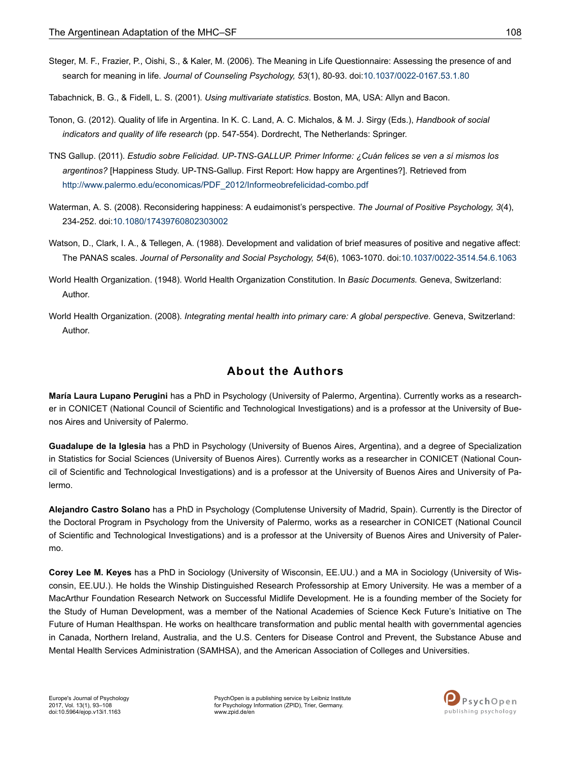Steger, M. F., Frazier, P., Oishi, S., & Kaler, M. (2006). The Meaning in Life Questionnaire: Assessing the presence of and search for meaning in life. *Journal of Counseling Psychology, 53*(1), 80-93. doi:10.1037/0022-0167.53.1.80

Tabachnick, B. G., & Fidell, L. S. (2001). *Using multivariate statistics*. Boston, MA, USA: Allyn and Bacon.

Tonon, G. (2012). Quality of life in Argentina. In K. C. Land, A. C. Michalos, & M. J. Sirgy (Eds.), *Handbook of social indicators and quality of life research* (pp. 547-554). Dordrecht, The Netherlands: Springer.

TNS Gallup. (2011). *Estudio sobre Felicidad. UP-TNS-GALLUP. Primer Informe: ¿Cuán felices se ven a sí mismos los argentinos?* [Happiness Study. UP-TNS-Gallup. First Report: How happy are Argentines?]. Retrieved from http://www.palermo.edu/economicas/PDF_2012/Informeobrefelicidad-combo.pdf

Waterman, A. S. (2008). Reconsidering happiness: A eudaimonist's perspective. *The Journal of Positive Psychology, 3*(4), 234-252. doi:10.1080/17439760802303002

Watson, D., Clark, I. A., & Tellegen, A. (1988). Development and validation of brief measures of positive and negative affect: The PANAS scales. *Journal of Personality and Social Psychology, 54*(6), 1063-1070. doi:10.1037/0022-3514.54.6.1063

World Health Organization. (1948). World Health Organization Constitution. In *Basic Documents.* Geneva, Switzerland: Author.

World Health Organization. (2008). *Integrating mental health into primary care: A global perspective.* Geneva, Switzerland: Author.

## About the Authors

**María Laura Lupano Perugini** has a PhD in Psychology (University of Palermo, Argentina). Currently works as a researcher in CONICET (National Council of Scientific and Technological Investigations) and is a professor at the University of Buenos Aires and University of Palermo.

**Guadalupe de la Iglesia** has a PhD in Psychology (University of Buenos Aires, Argentina), and a degree of Specialization in Statistics for Social Sciences (University of Buenos Aires). Currently works as a researcher in CONICET (National Council of Scientific and Technological Investigations) and is a professor at the University of Buenos Aires and University of Palermo.

**Alejandro Castro Solano** has a PhD in Psychology (Complutense University of Madrid, Spain). Currently is the Director of the Doctoral Program in Psychology from the University of Palermo, works as a researcher in CONICET (National Council of Scientific and Technological Investigations) and is a professor at the University of Buenos Aires and University of Palermo.

**Corey Lee M. Keyes** has a PhD in Sociology (University of Wisconsin, EE.UU.) and a MA in Sociology (University of Wisconsin, EE.UU.). He holds the Winship Distinguished Research Professorship at Emory University. He was a member of a MacArthur Foundation Research Network on Successful Midlife Development. He is a founding member of the Society for the Study of Human Development, was a member of the National Academies of Science Keck Future's Initiative on The Future of Human Healthspan. He works on healthcare transformation and public mental health with governmental agencies in Canada, Northern Ireland, Australia, and the U.S. Centers for Disease Control and Prevent, the Substance Abuse and Mental Health Services Administration (SAMHSA), and the American Association of Colleges and Universities.